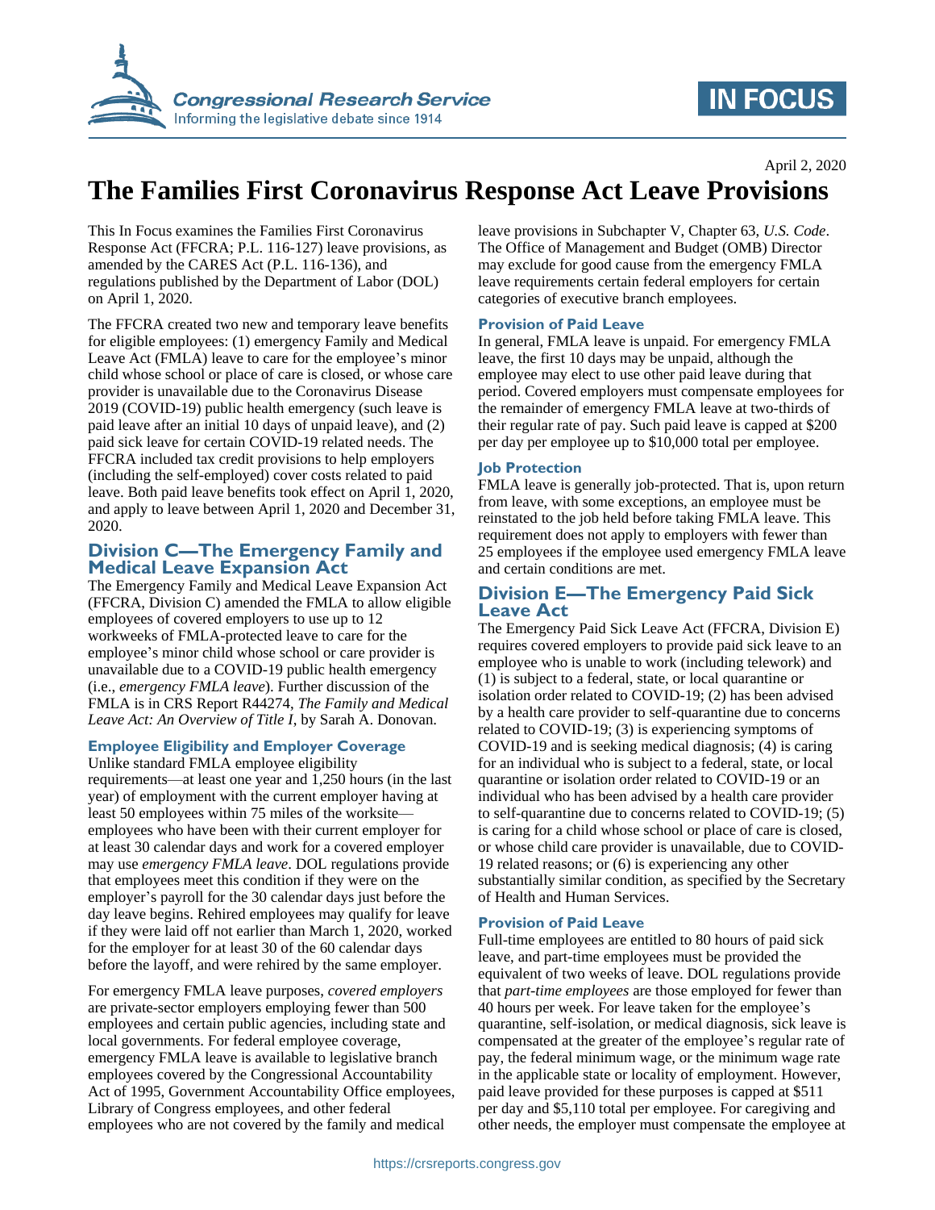April 2, 2020

# The Families First Coronavirus Response Act Leave Provisions

This In Focus examines the Families First Coronavirus Response Act (FFCRA; P.L. 116-127) leave provisions, as amended by the CARES Act (P.L. 116-136), and regulations published by the Department of Labor (DOL) on April 1, 2020.

The FFCRA created two new and temporary leave benefits for eligible employees: (1) emergency Family and Medical Leave Act (FMLA) leave to care for the employee's minor child whose school or place of care is closed, or whose care provider is unavailable due to the Coronavirus Disease 2019 (COVID-19) public health emergency (such leave is paid leave after an initial 10 days of unpaid leave), and (2) paid sick leave for certain COVID-19 related needs. The FFCRA included tax credit provisions to help employers (including the self-employed) cover costs related to paid leave. Both paid leave benefits took effect on April 1, 2020, and apply to leave between April 1, 2020 and December 31, 2020.

## Division C—The Emergency Family and Medical Leave Expansion Act

The Emergency Family and Medical Leave Expansion Act (FFCRA, Division C) amended the FMLA to allow eligible employees of covered employers to use up to 12 workweeks of FMLA-protected leave to care for the employee's minor child whose school or care provider is unavailable due to a COVID-19 public health emergency (i.e., *emergency FMLA leave*). Further discussion of the FMLA is in CRS Report R44274, *The Family and Medical Leave Act: An Overview of Title I*, by Sarah A. Donovan.

### Employee Eligibility and Employer Coverage

Unlike standard FMLA employee eligibility requirements—at least one year and 1,250 hours (in the last year) of employment with the current employer having at least 50 employees within 75 miles of the worksite—employees who have been with their current employer for at least 30 calendar days and work for a covered employer may use *emergency FMLA leave*. DOL regulations provide that employees meet this condition if they were on the employer's payroll for the 30 calendar days just before the day leave begins. Rehired employees may qualify for leave if they were laid off not earlier than March 1, 2020, worked for the employer for at least 30 of the 60 calendar days before the layoff, and were rehired by the same employer.

For emergency FMLA leave purposes, *covered employers* are private-sector employers employing fewer than 500 employees and certain public agencies, including state and local governments. For federal employee coverage, emergency FMLA leave is available to legislative branch employees covered by the Congressional Accountability Act of 1995, Government Accountability Office employees, Library of Congress employees, and other federal employees who are not covered by the family and medical leave provisions in Subchapter V, Chapter 63, *U.S. Code*. The Office of Management and Budget (OMB) Director may exclude for good cause from the emergency FMLA leave requirements certain federal employers for certain categories of executive branch employees.

### Provision of Paid Leave

In general, FMLA leave is unpaid. For emergency FMLA leave, the first 10 days may be unpaid, although the employee may elect to use other paid leave during that period. Covered employers must compensate employees for the remainder of emergency FMLA leave at two-thirds of their regular rate of pay. Such paid leave is capped at $200 per day per employee up to $10,000 total per employee.

### Job Protection

FMLA leave is generally job-protected. That is, upon return from leave, with some exceptions, an employee must be reinstated to the job held before taking FMLA leave. This requirement does not apply to employers with fewer than 25 employees if the employee used emergency FMLA leave and certain conditions are met.

## Division E—The Emergency Paid Sick Leave Act

The Emergency Paid Sick Leave Act (FFCRA, Division E) requires covered employers to provide paid sick leave to an employee who is unable to work (including telework) and (1) is subject to a federal, state, or local quarantine or isolation order related to COVID-19; (2) has been advised by a health care provider to self-quarantine due to concerns related to COVID-19; (3) is experiencing symptoms of COVID-19 and is seeking medical diagnosis; (4) is caring for an individual who is subject to a federal, state, or local quarantine or isolation order related to COVID-19 or an individual who has been advised by a health care provider to self-quarantine due to concerns related to COVID-19; (5) is caring for a child whose school or place of care is closed, or whose child care provider is unavailable, due to COVID-19 related reasons; or (6) is experiencing any other substantially similar condition, as specified by the Secretary of Health and Human Services.

### Provision of Paid Leave

Full-time employees are entitled to 80 hours of paid sick leave, and part-time employees must be provided the equivalent of two weeks of leave. DOL regulations provide that *part-time employees* are those employed for fewer than 40 hours per week. For leave taken for the employee's quarantine, self-isolation, or medical diagnosis, sick leave is compensated at the greater of the employee's regular rate of pay, the federal minimum wage, or the minimum wage rate in the applicable state or locality of employment. However, paid leave provided for these purposes is capped at $511 per day and $5,110 total per employee. For caregiving and other needs, the employer must compensate the employee at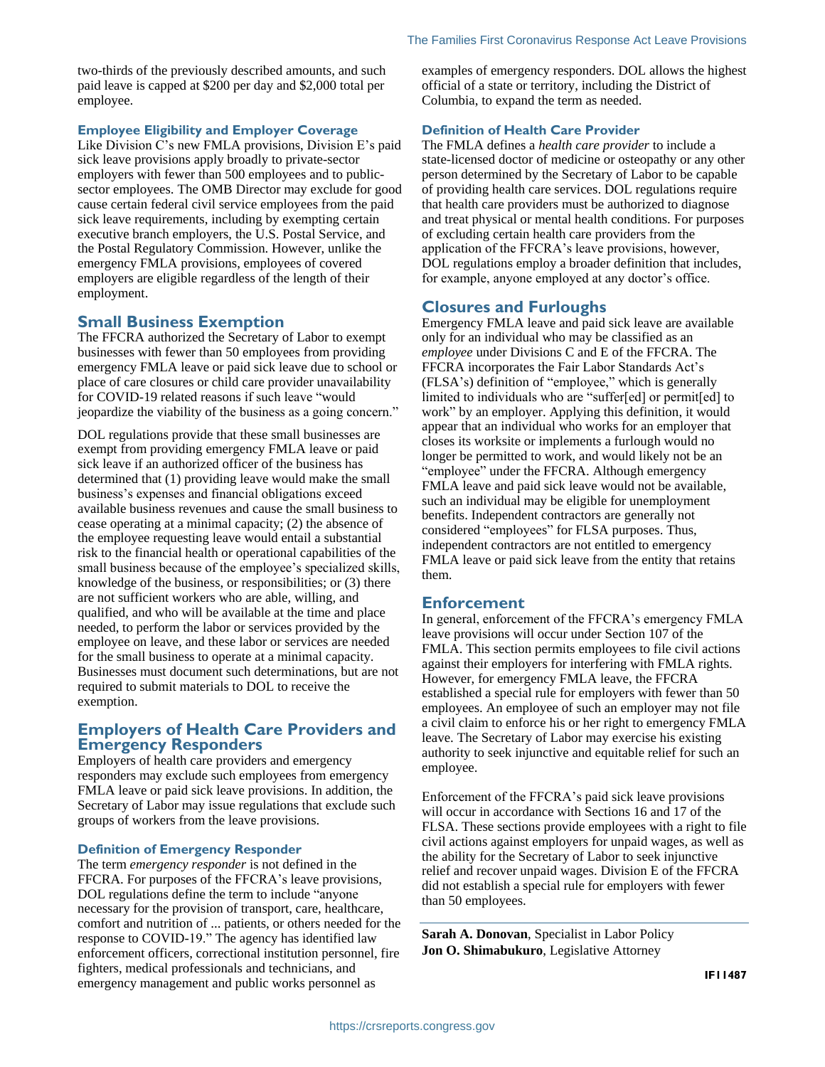two-thirds of the previously described amounts, and such paid leave is capped at $200 per day and $2,000 total per employee.

### Employee Eligibility and Employer Coverage

Like Division C's new FMLA provisions, Division E's paid sick leave provisions apply broadly to private-sector employers with fewer than 500 employees and to public-sector employees. The OMB Director may exclude for good cause certain federal civil service employees from the paid sick leave requirements, including by exempting certain executive branch employers, the U.S. Postal Service, and the Postal Regulatory Commission. However, unlike the emergency FMLA provisions, employees of covered employers are eligible regardless of the length of their employment.

## Small Business Exemption

The FFCRA authorized the Secretary of Labor to exempt businesses with fewer than 50 employees from providing emergency FMLA leave or paid sick leave due to school or place of care closures or child care provider unavailability for COVID-19 related reasons if such leave "would jeopardize the viability of the business as a going concern."

DOL regulations provide that these small businesses are exempt from providing emergency FMLA leave or paid sick leave if an authorized officer of the business has determined that (1) providing leave would make the small business's expenses and financial obligations exceed available business revenues and cause the small business to cease operating at a minimal capacity; (2) the absence of the employee requesting leave would entail a substantial risk to the financial health or operational capabilities of the small business because of the employee's specialized skills, knowledge of the business, or responsibilities; or (3) there are not sufficient workers who are able, willing, and qualified, and who will be available at the time and place needed, to perform the labor or services provided by the employee on leave, and these labor or services are needed for the small business to operate at a minimal capacity. Businesses must document such determinations, but are not required to submit materials to DOL to receive the exemption.

## Employers of Health Care Providers and Emergency Responders

Employers of health care providers and emergency responders may exclude such employees from emergency FMLA leave or paid sick leave provisions. In addition, the Secretary of Labor may issue regulations that exclude such groups of workers from the leave provisions.

### Definition of Emergency Responder

The term *emergency responder* is not defined in the FFCRA. For purposes of the FFCRA's leave provisions, DOL regulations define the term to include "anyone necessary for the provision of transport, care, healthcare, comfort and nutrition of ... patients, or others needed for the response to COVID-19." The agency has identified law enforcement officers, correctional institution personnel, fire fighters, medical professionals and technicians, and emergency management and public works personnel as examples of emergency responders. DOL allows the highest official of a state or territory, including the District of Columbia, to expand the term as needed.

### Definition of Health Care Provider

The FMLA defines a *health care provider* to include a state-licensed doctor of medicine or osteopathy or any other person determined by the Secretary of Labor to be capable of providing health care services. DOL regulations require that health care providers must be authorized to diagnose and treat physical or mental health conditions. For purposes of excluding certain health care providers from the application of the FFCRA's leave provisions, however, DOL regulations employ a broader definition that includes, for example, anyone employed at any doctor's office.

## Closures and Furloughs

Emergency FMLA leave and paid sick leave are available only for an individual who may be classified as an *employee* under Divisions C and E of the FFCRA. The FFCRA incorporates the Fair Labor Standards Act's (FLSA's) definition of "employee," which is generally limited to individuals who are "suffer[ed] or permit[ed] to work" by an employer. Applying this definition, it would appear that an individual who works for an employer that closes its worksite or implements a furlough would no longer be permitted to work, and would likely not be an "employee" under the FFCRA. Although emergency FMLA leave and paid sick leave would not be available, such an individual may be eligible for unemployment benefits. Independent contractors are generally not considered "employees" for FLSA purposes. Thus, independent contractors are not entitled to emergency FMLA leave or paid sick leave from the entity that retains them.

## Enforcement

In general, enforcement of the FFCRA's emergency FMLA leave provisions will occur under Section 107 of the FMLA. This section permits employees to file civil actions against their employers for interfering with FMLA rights. However, for emergency FMLA leave, the FFCRA established a special rule for employers with fewer than 50 employees. An employee of such an employer may not file a civil claim to enforce his or her right to emergency FMLA leave. The Secretary of Labor may exercise his existing authority to seek injunctive and equitable relief for such an employee.

Enforcement of the FFCRA's paid sick leave provisions will occur in accordance with Sections 16 and 17 of the FLSA. These sections provide employees with a right to file civil actions against employers for unpaid wages, as well as the ability for the Secretary of Labor to seek injunctive relief and recover unpaid wages. Division E of the FFCRA did not establish a special rule for employers with fewer than 50 employees.

---

**Sarah A. Donovan**, Specialist in Labor Policy
**Jon O. Shimabukuro**, Legislative Attorney

IF11487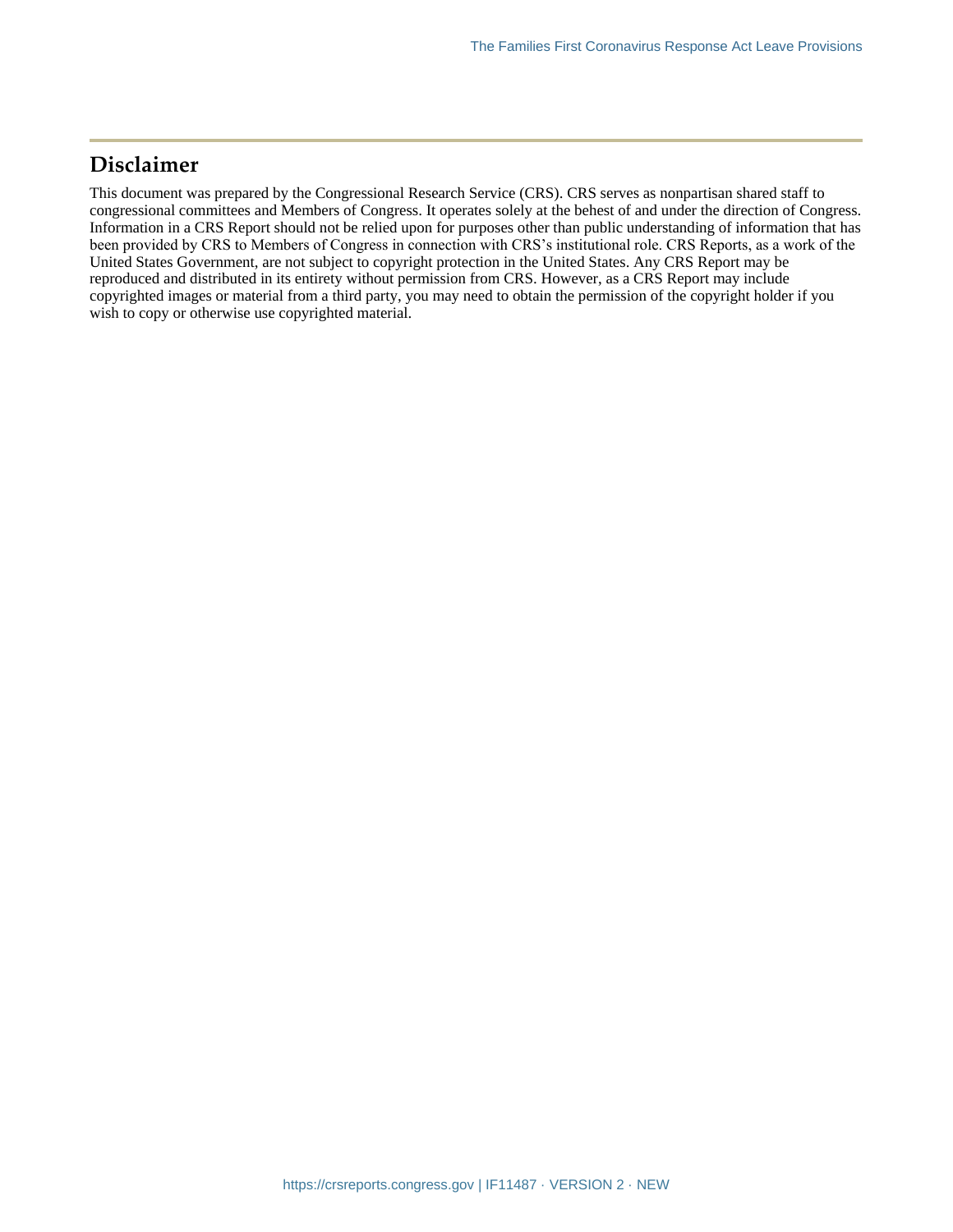## Disclaimer

This document was prepared by the Congressional Research Service (CRS). CRS serves as nonpartisan shared staff to congressional committees and Members of Congress. It operates solely at the behest of and under the direction of Congress. Information in a CRS Report should not be relied upon for purposes other than public understanding of information that has been provided by CRS to Members of Congress in connection with CRS's institutional role. CRS Reports, as a work of the United States Government, are not subject to copyright protection in the United States. Any CRS Report may be reproduced and distributed in its entirety without permission from CRS. However, as a CRS Report may include copyrighted images or material from a third party, you may need to obtain the permission of the copyright holder if you wish to copy or otherwise use copyrighted material.